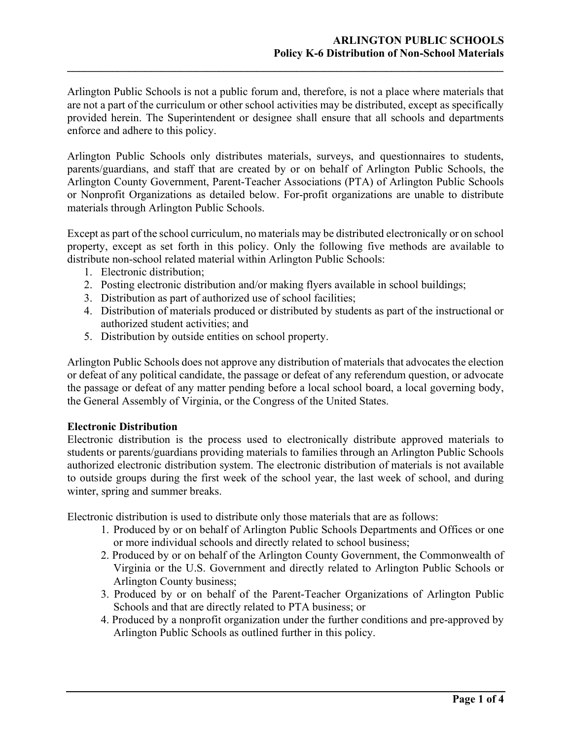Arlington Public Schools is not a public forum and, therefore, is not a place where materials that are not a part of the curriculum or other school activities may be distributed, except as specifically provided herein. The Superintendent or designee shall ensure that all schools and departments enforce and adhere to this policy.

Arlington Public Schools only distributes materials, surveys, and questionnaires to students, parents/guardians, and staff that are created by or on behalf of Arlington Public Schools, the Arlington County Government, Parent-Teacher Associations (PTA) of Arlington Public Schools or Nonprofit Organizations as detailed below. For-profit organizations are unable to distribute materials through Arlington Public Schools.

Except as part of the school curriculum, no materials may be distributed electronically or on school property, except as set forth in this policy. Only the following five methods are available to distribute non-school related material within Arlington Public Schools:

1. Electronic distribution;
2. Posting electronic distribution and/or making flyers available in school buildings;
3. Distribution as part of authorized use of school facilities;
4. Distribution of materials produced or distributed by students as part of the instructional or authorized student activities; and
5. Distribution by outside entities on school property.

Arlington Public Schools does not approve any distribution of materials that advocates the election or defeat of any political candidate, the passage or defeat of any referendum question, or advocate the passage or defeat of any matter pending before a local school board, a local governing body, the General Assembly of Virginia, or the Congress of the United States.

**Electronic Distribution**

Electronic distribution is the process used to electronically distribute approved materials to students or parents/guardians providing materials to families through an Arlington Public Schools authorized electronic distribution system. The electronic distribution of materials is not available to outside groups during the first week of the school year, the last week of school, and during winter, spring and summer breaks.

Electronic distribution is used to distribute only those materials that are as follows:

1. Produced by or on behalf of Arlington Public Schools Departments and Offices or one or more individual schools and directly related to school business;
2. Produced by or on behalf of the Arlington County Government, the Commonwealth of Virginia or the U.S. Government and directly related to Arlington Public Schools or Arlington County business;
3. Produced by or on behalf of the Parent-Teacher Organizations of Arlington Public Schools and that are directly related to PTA business; or
4. Produced by a nonprofit organization under the further conditions and pre-approved by Arlington Public Schools as outlined further in this policy.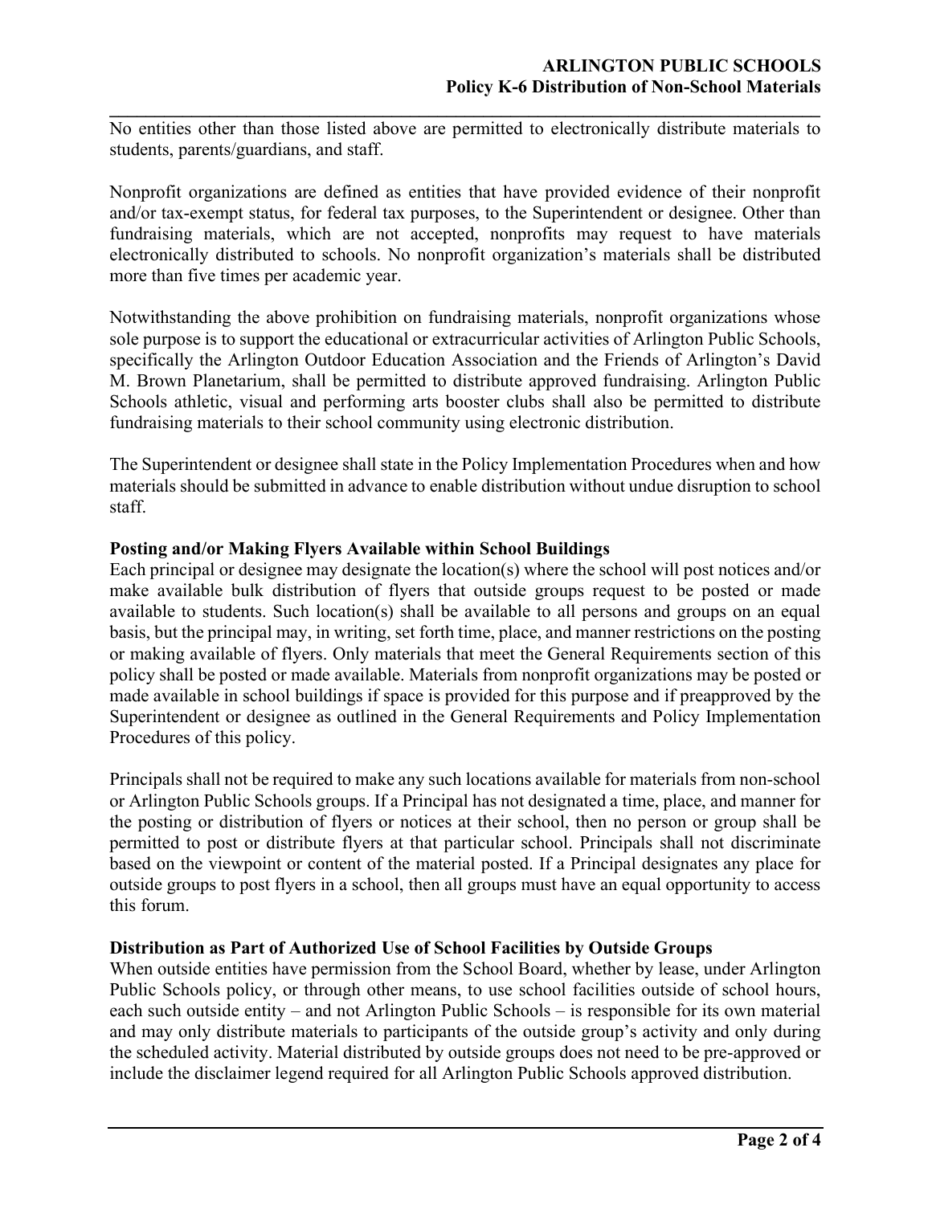No entities other than those listed above are permitted to electronically distribute materials to students, parents/guardians, and staff.

Nonprofit organizations are defined as entities that have provided evidence of their nonprofit and/or tax-exempt status, for federal tax purposes, to the Superintendent or designee. Other than fundraising materials, which are not accepted, nonprofits may request to have materials electronically distributed to schools. No nonprofit organization's materials shall be distributed more than five times per academic year.

Notwithstanding the above prohibition on fundraising materials, nonprofit organizations whose sole purpose is to support the educational or extracurricular activities of Arlington Public Schools, specifically the Arlington Outdoor Education Association and the Friends of Arlington's David M. Brown Planetarium, shall be permitted to distribute approved fundraising. Arlington Public Schools athletic, visual and performing arts booster clubs shall also be permitted to distribute fundraising materials to their school community using electronic distribution.

The Superintendent or designee shall state in the Policy Implementation Procedures when and how materials should be submitted in advance to enable distribution without undue disruption to school staff.

**Posting and/or Making Flyers Available within School Buildings**

Each principal or designee may designate the location(s) where the school will post notices and/or make available bulk distribution of flyers that outside groups request to be posted or made available to students. Such location(s) shall be available to all persons and groups on an equal basis, but the principal may, in writing, set forth time, place, and manner restrictions on the posting or making available of flyers. Only materials that meet the General Requirements section of this policy shall be posted or made available. Materials from nonprofit organizations may be posted or made available in school buildings if space is provided for this purpose and if preapproved by the Superintendent or designee as outlined in the General Requirements and Policy Implementation Procedures of this policy.

Principals shall not be required to make any such locations available for materials from non-school or Arlington Public Schools groups. If a Principal has not designated a time, place, and manner for the posting or distribution of flyers or notices at their school, then no person or group shall be permitted to post or distribute flyers at that particular school. Principals shall not discriminate based on the viewpoint or content of the material posted. If a Principal designates any place for outside groups to post flyers in a school, then all groups must have an equal opportunity to access this forum.

**Distribution as Part of Authorized Use of School Facilities by Outside Groups**

When outside entities have permission from the School Board, whether by lease, under Arlington Public Schools policy, or through other means, to use school facilities outside of school hours, each such outside entity – and not Arlington Public Schools – is responsible for its own material and may only distribute materials to participants of the outside group's activity and only during the scheduled activity. Material distributed by outside groups does not need to be pre-approved or include the disclaimer legend required for all Arlington Public Schools approved distribution.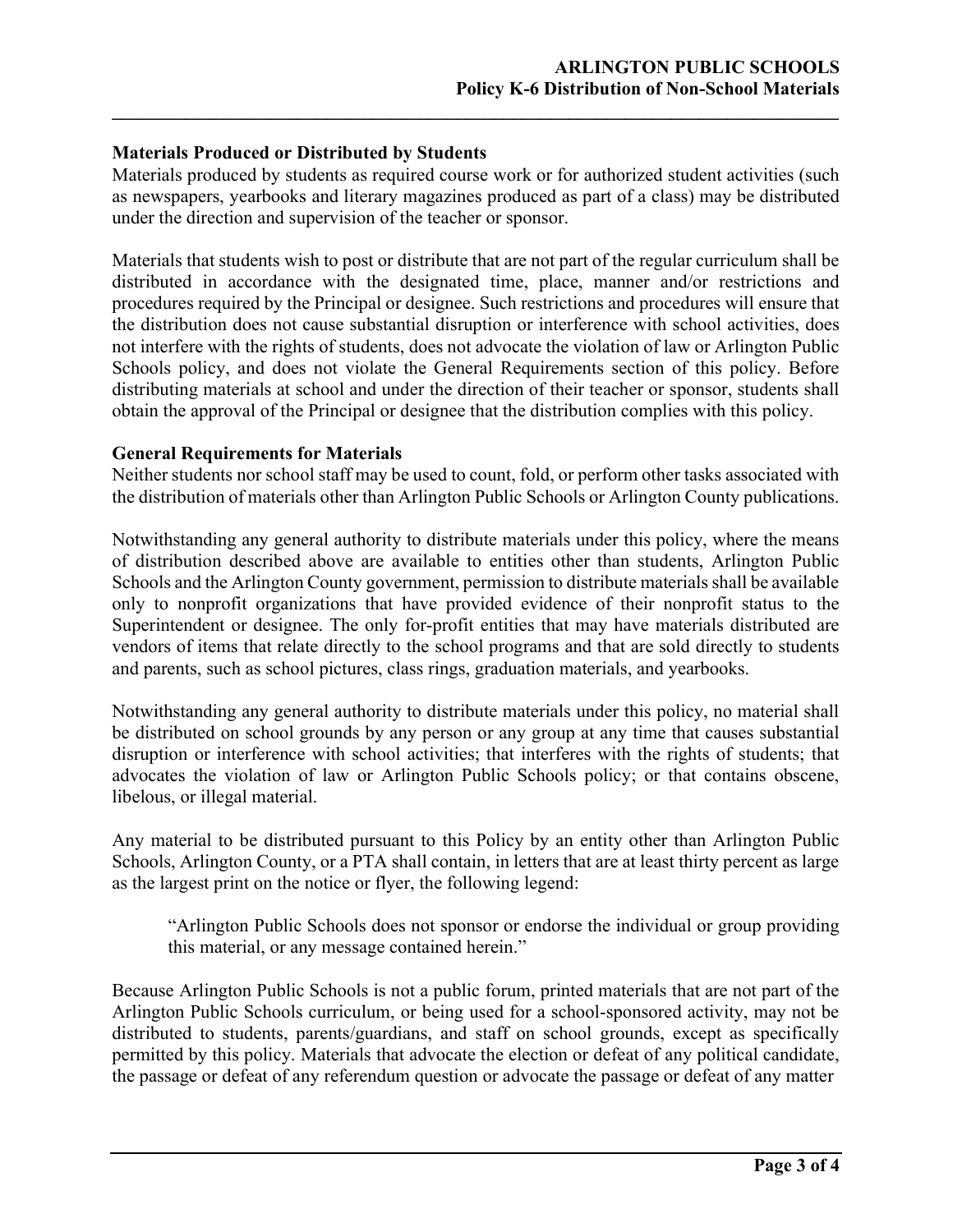### Materials Produced or Distributed by Students

Materials produced by students as required course work or for authorized student activities (such as newspapers, yearbooks and literary magazines produced as part of a class) may be distributed under the direction and supervision of the teacher or sponsor.

Materials that students wish to post or distribute that are not part of the regular curriculum shall be distributed in accordance with the designated time, place, manner and/or restrictions and procedures required by the Principal or designee. Such restrictions and procedures will ensure that the distribution does not cause substantial disruption or interference with school activities, does not interfere with the rights of students, does not advocate the violation of law or Arlington Public Schools policy, and does not violate the General Requirements section of this policy. Before distributing materials at school and under the direction of their teacher or sponsor, students shall obtain the approval of the Principal or designee that the distribution complies with this policy.

### General Requirements for Materials

Neither students nor school staff may be used to count, fold, or perform other tasks associated with the distribution of materials other than Arlington Public Schools or Arlington County publications.

Notwithstanding any general authority to distribute materials under this policy, where the means of distribution described above are available to entities other than students, Arlington Public Schools and the Arlington County government, permission to distribute materials shall be available only to nonprofit organizations that have provided evidence of their nonprofit status to the Superintendent or designee. The only for-profit entities that may have materials distributed are vendors of items that relate directly to the school programs and that are sold directly to students and parents, such as school pictures, class rings, graduation materials, and yearbooks.

Notwithstanding any general authority to distribute materials under this policy, no material shall be distributed on school grounds by any person or any group at any time that causes substantial disruption or interference with school activities; that interferes with the rights of students; that advocates the violation of law or Arlington Public Schools policy; or that contains obscene, libelous, or illegal material.

Any material to be distributed pursuant to this Policy by an entity other than Arlington Public Schools, Arlington County, or a PTA shall contain, in letters that are at least thirty percent as large as the largest print on the notice or flyer, the following legend:

> "Arlington Public Schools does not sponsor or endorse the individual or group providing this material, or any message contained herein."

Because Arlington Public Schools is not a public forum, printed materials that are not part of the Arlington Public Schools curriculum, or being used for a school-sponsored activity, may not be distributed to students, parents/guardians, and staff on school grounds, except as specifically permitted by this policy. Materials that advocate the election or defeat of any political candidate, the passage or defeat of any referendum question or advocate the passage or defeat of any matter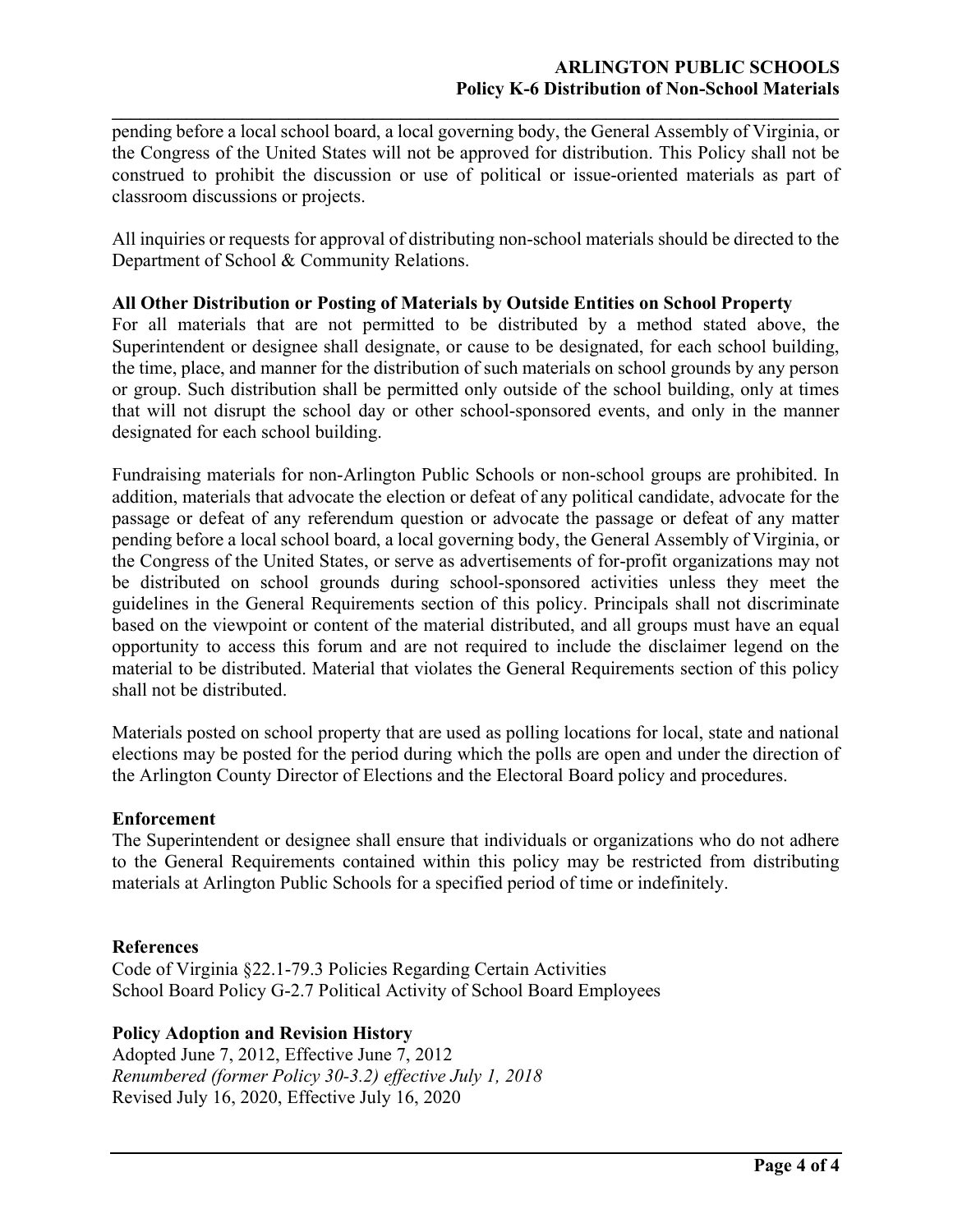pending before a local school board, a local governing body, the General Assembly of Virginia, or the Congress of the United States will not be approved for distribution. This Policy shall not be construed to prohibit the discussion or use of political or issue-oriented materials as part of classroom discussions or projects.

All inquiries or requests for approval of distributing non-school materials should be directed to the Department of School & Community Relations.

**All Other Distribution or Posting of Materials by Outside Entities on School Property**

For all materials that are not permitted to be distributed by a method stated above, the Superintendent or designee shall designate, or cause to be designated, for each school building, the time, place, and manner for the distribution of such materials on school grounds by any person or group. Such distribution shall be permitted only outside of the school building, only at times that will not disrupt the school day or other school-sponsored events, and only in the manner designated for each school building.

Fundraising materials for non-Arlington Public Schools or non-school groups are prohibited. In addition, materials that advocate the election or defeat of any political candidate, advocate for the passage or defeat of any referendum question or advocate the passage or defeat of any matter pending before a local school board, a local governing body, the General Assembly of Virginia, or the Congress of the United States, or serve as advertisements of for-profit organizations may not be distributed on school grounds during school-sponsored activities unless they meet the guidelines in the General Requirements section of this policy. Principals shall not discriminate based on the viewpoint or content of the material distributed, and all groups must have an equal opportunity to access this forum and are not required to include the disclaimer legend on the material to be distributed. Material that violates the General Requirements section of this policy shall not be distributed.

Materials posted on school property that are used as polling locations for local, state and national elections may be posted for the period during which the polls are open and under the direction of the Arlington County Director of Elections and the Electoral Board policy and procedures.

**Enforcement**

The Superintendent or designee shall ensure that individuals or organizations who do not adhere to the General Requirements contained within this policy may be restricted from distributing materials at Arlington Public Schools for a specified period of time or indefinitely.

**References**

Code of Virginia §22.1-79.3 Policies Regarding Certain Activities
School Board Policy G-2.7 Political Activity of School Board Employees

**Policy Adoption and Revision History**

Adopted June 7, 2012, Effective June 7, 2012
*Renumbered (former Policy 30-3.2) effective July 1, 2018*
Revised July 16, 2020, Effective July 16, 2020